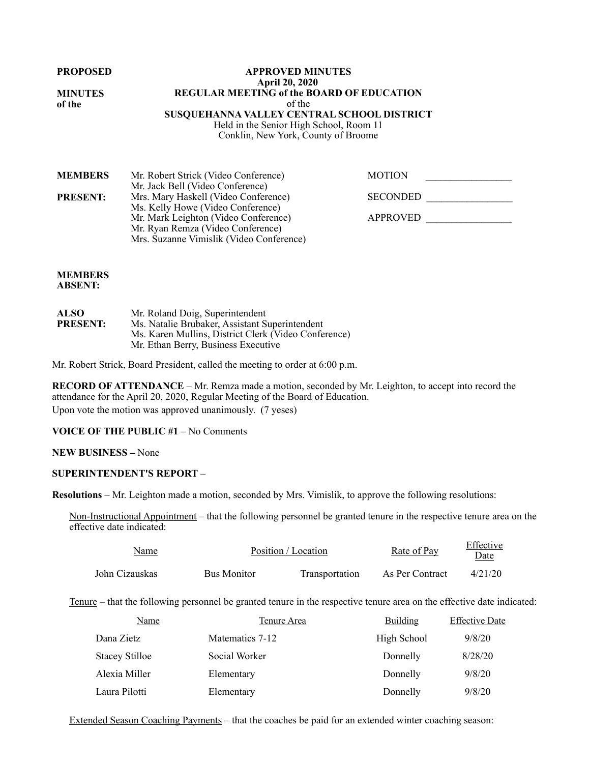**PROPOSED**

**MINUTES of the**

**APPROVED MINUTES**
**April 20, 2020**
**REGULAR MEETING of the BOARD OF EDUCATION**
of the
**SUSQUEHANNA VALLEY CENTRAL SCHOOL DISTRICT**
Held in the Senior High School, Room 11
Conklin, New York, County of Broome

**MEMBERS PRESENT:**
Mr. Robert Strick (Video Conference)
Mr. Jack Bell (Video Conference)
Mrs. Mary Haskell (Video Conference)
Ms. Kelly Howe (Video Conference)
Mr. Mark Leighton (Video Conference)
Mr. Ryan Remza (Video Conference)
Mrs. Suzanne Vimislik (Video Conference)

MOTION _________________

SECONDED _________________

APPROVED _________________

**MEMBERS ABSENT:**

**ALSO PRESENT:**
Mr. Roland Doig, Superintendent
Ms. Natalie Brubaker, Assistant Superintendent
Ms. Karen Mullins, District Clerk (Video Conference)
Mr. Ethan Berry, Business Executive

Mr. Robert Strick, Board President, called the meeting to order at 6:00 p.m.

**RECORD OF ATTENDANCE** – Mr. Remza made a motion, seconded by Mr. Leighton, to accept into record the attendance for the April 20, 2020, Regular Meeting of the Board of Education.
Upon vote the motion was approved unanimously. (7 yeses)

**VOICE OF THE PUBLIC #1** – No Comments

**NEW BUSINESS –** None

**SUPERINTENDENT'S REPORT** –

**Resolutions** – Mr. Leighton made a motion, seconded by Mrs. Vimislik, to approve the following resolutions:

Non-Instructional Appointment – that the following personnel be granted tenure in the respective tenure area on the effective date indicated:

| Name | Position / Location | | Rate of Pay | Effective Date |
|---|---|---|---|---|
| John Cizauskas | Bus Monitor | Transportation | As Per Contract | 4/21/20 |

Tenure – that the following personnel be granted tenure in the respective tenure area on the effective date indicated:

| Name | Tenure Area | Building | Effective Date |
|---|---|---|---|
| Dana Zietz | Matematics 7-12 | High School | 9/8/20 |
| Stacey Stilloe | Social Worker | Donnelly | 8/28/20 |
| Alexia Miller | Elementary | Donnelly | 9/8/20 |
| Laura Pilotti | Elementary | Donnelly | 9/8/20 |

Extended Season Coaching Payments – that the coaches be paid for an extended winter coaching season: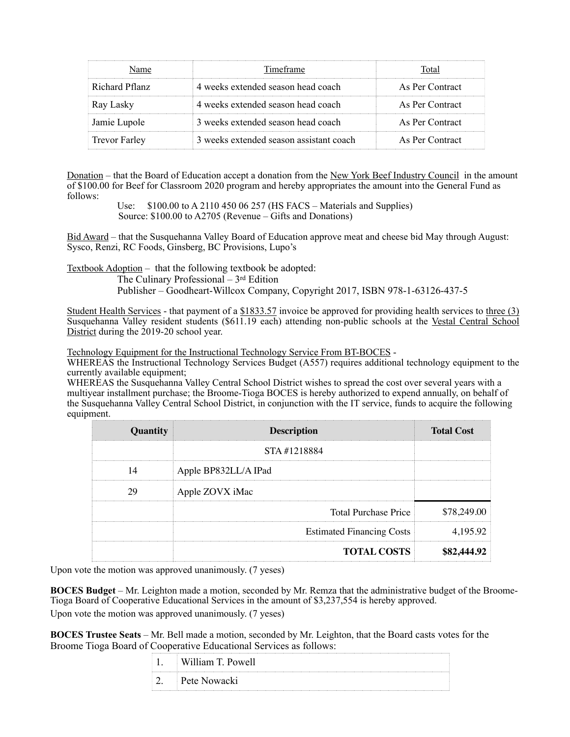| Name | Timeframe | Total |
|---|---|---|
| Richard Pflanz | 4 weeks extended season head coach | As Per Contract |
| Ray Lasky | 4 weeks extended season head coach | As Per Contract |
| Jamie Lupole | 3 weeks extended season head coach | As Per Contract |
| Trevor Farley | 3 weeks extended season assistant coach | As Per Contract |

Donation – that the Board of Education accept a donation from the New York Beef Industry Council in the amount of $100.00 for Beef for Classroom 2020 program and hereby appropriates the amount into the General Fund as follows:

Use: $100.00 to A 2110 450 06 257 (HS FACS – Materials and Supplies)
Source: $100.00 to A2705 (Revenue – Gifts and Donations)

Bid Award – that the Susquehanna Valley Board of Education approve meat and cheese bid May through August: Sysco, Renzi, RC Foods, Ginsberg, BC Provisions, Lupo's

Textbook Adoption – that the following textbook be adopted:

The Culinary Professional – 3rd Edition
Publisher – Goodheart-Willcox Company, Copyright 2017, ISBN 978-1-63126-437-5

Student Health Services - that payment of a $1833.57 invoice be approved for providing health services to three (3) Susquehanna Valley resident students ($611.19 each) attending non-public schools at the Vestal Central School District during the 2019-20 school year.

Technology Equipment for the Instructional Technology Service From BT-BOCES -
WHEREAS the Instructional Technology Services Budget (A557) requires additional technology equipment to the currently available equipment;
WHEREAS the Susquehanna Valley Central School District wishes to spread the cost over several years with a multiyear installment purchase; the Broome-Tioga BOCES is hereby authorized to expend annually, on behalf of the Susquehanna Valley Central School District, in conjunction with the IT service, funds to acquire the following equipment.

| Quantity | Description | Total Cost |
|---|---|---|
| | STA #1218884 | |
| 14 | Apple BP832LL/A IPad | |
| 29 | Apple ZOVX iMac | |
| | Total Purchase Price | $78,249.00 |
| | Estimated Financing Costs | 4,195.92 |
| | **TOTAL COSTS** | **$82,444.92** |

Upon vote the motion was approved unanimously. (7 yeses)

**BOCES Budget** – Mr. Leighton made a motion, seconded by Mr. Remza that the administrative budget of the Broome-Tioga Board of Cooperative Educational Services in the amount of $3,237,554 is hereby approved.
Upon vote the motion was approved unanimously. (7 yeses)

**BOCES Trustee Seats** – Mr. Bell made a motion, seconded by Mr. Leighton, that the Board casts votes for the Broome Tioga Board of Cooperative Educational Services as follows:

| | |
|---|---|
| 1. | William T. Powell |
| 2. | Pete Nowacki |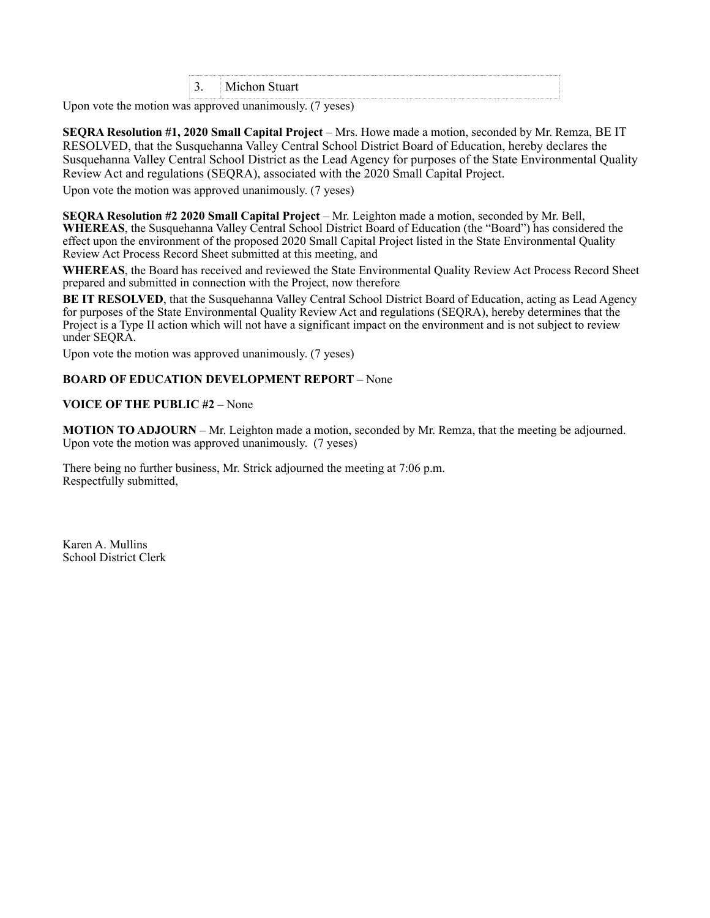| | |
|---|---|
| 3. | Michon Stuart |

Upon vote the motion was approved unanimously. (7 yeses)

**SEQRA Resolution #1, 2020 Small Capital Project** – Mrs. Howe made a motion, seconded by Mr. Remza, BE IT RESOLVED, that the Susquehanna Valley Central School District Board of Education, hereby declares the Susquehanna Valley Central School District as the Lead Agency for purposes of the State Environmental Quality Review Act and regulations (SEQRA), associated with the 2020 Small Capital Project.

Upon vote the motion was approved unanimously. (7 yeses)

**SEQRA Resolution #2 2020 Small Capital Project** – Mr. Leighton made a motion, seconded by Mr. Bell, **WHEREAS**, the Susquehanna Valley Central School District Board of Education (the "Board") has considered the effect upon the environment of the proposed 2020 Small Capital Project listed in the State Environmental Quality Review Act Process Record Sheet submitted at this meeting, and

**WHEREAS**, the Board has received and reviewed the State Environmental Quality Review Act Process Record Sheet prepared and submitted in connection with the Project, now therefore

**BE IT RESOLVED**, that the Susquehanna Valley Central School District Board of Education, acting as Lead Agency for purposes of the State Environmental Quality Review Act and regulations (SEQRA), hereby determines that the Project is a Type II action which will not have a significant impact on the environment and is not subject to review under SEQRA.

Upon vote the motion was approved unanimously. (7 yeses)

**BOARD OF EDUCATION DEVELOPMENT REPORT** – None

**VOICE OF THE PUBLIC #2** – None

**MOTION TO ADJOURN** – Mr. Leighton made a motion, seconded by Mr. Remza, that the meeting be adjourned. Upon vote the motion was approved unanimously. (7 yeses)

There being no further business, Mr. Strick adjourned the meeting at 7:06 p.m.
Respectfully submitted,

Karen A. Mullins
School District Clerk